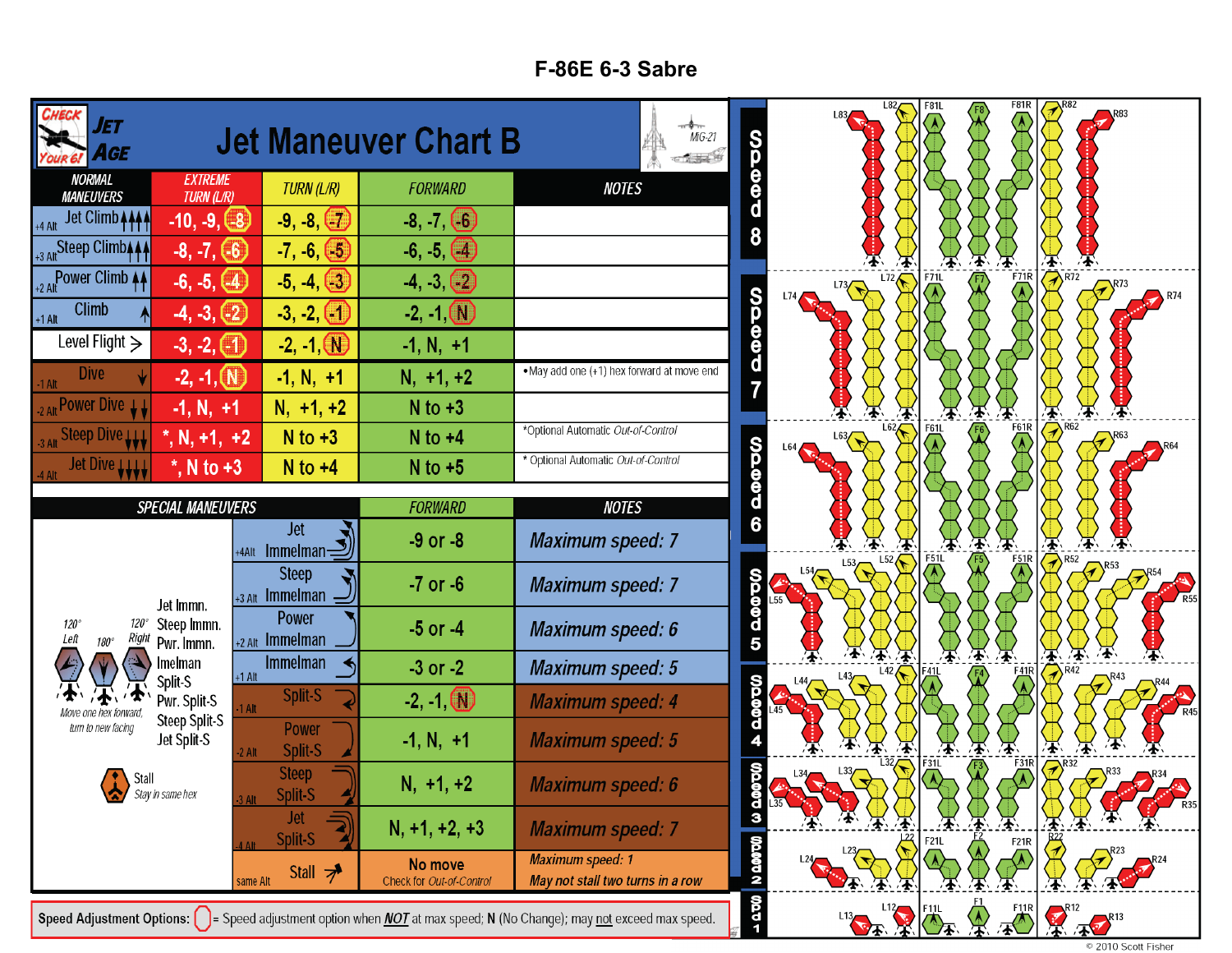# F-86E 6-3 Sabre

## Jet Maneuver Chart B

Check Your 6! Jet Age

MiG-21

| NORMAL MANEUVERS | EXTREME TURN (L/R) | TURN (L/R) | FORWARD | NOTES |
|---|---|---|---|---|
| +4 Alt Jet Climb | -10, -9, (-8) | -9, -8, (-7) | -8, -7, (-6) | |
| +3 Alt Steep Climb | -8, -7, (-6) | -7, -6, (-5) | -6, -5, (-4) | |
| +2 Alt Power Climb | -6, -5, (-4) | -5, -4, (-3) | -4, -3, (-2) | |
| +1 Alt Climb | -4, -3, (-2) | -3, -2, (-1) | -2, -1, (N) | |
| Level Flight | -3, -2, (-1) | -2, -1, (N) | -1, N, +1 | |
| -1 Alt Dive | -2, -1, (N) | -1, N, +1 | N, +1, +2 | • May add one (+1) hex forward at move end |
| -2 Alt Power Dive | -1, N, +1 | N, +1, +2 | N to +3 | |
| -3 Alt Steep Dive | *, N, +1, +2 | N to +3 | N to +4 | *Optional Automatic *Out-of-Control* |
| -4 Alt Jet Dive | *, N to +3 | N to +4 | N to +5 | * Optional Automatic *Out-of-Control* |

| SPECIAL MANEUVERS | FORWARD | NOTES |
|---|---|---|
| +4 Alt Jet Immelman | -9 or -8 | *Maximum speed: 7* |
| +3 Alt Steep Immelman | -7 or -6 | *Maximum speed: 7* |
| +2 Alt Power Immelman | -5 or -4 | *Maximum speed: 6* |
| +1 Alt Immelman | -3 or -2 | *Maximum speed: 5* |
| -1 Alt Split-S | -2, -1, (N) | *Maximum speed: 4* |
| -2 Alt Power Split-S | -1, N, +1 | *Maximum speed: 5* |
| -3 Alt Steep Split-S | N, +1, +2 | *Maximum speed: 6* |
| -4 Alt Jet Split-S | N, +1, +2, +3 | *Maximum speed: 7* |
| same Alt Stall | No move<br>Check for *Out-of-Control* | *Maximum speed: 1*<br>*May not stall two turns in a row* |

120° Left · 180° · 120° Right

Jet Immn.
Steep Immn.
Pwr. Immn.
Imelman
Split-S
Pwr. Split-S
Steep Split-S
Jet Split-S

*Move one hex forward, turn to new facing*

Stall
*Stay in same hex*

**Speed Adjustment Options:** ( ) = Speed adjustment option when ***NOT*** at max speed; **N** (No Change); may not exceed max speed.

Speed 8: L83, L82, F81L, F8, F81R, R82, R83
Speed 7: L74, L73, L72, F71L, F7, F71R, R72, R73, R74
Speed 6: L64, L63, L62, F61L, F6, F61R, R62, R63, R64
Speed 5: L55, L54, L53, L52, F51L, F5, F51R, R52, R53, R54, R55
Speed 4: L45, L44, L43, L42, F41L, F4, F41R, R42, R43, R44, R45
Speed 3: L35, L34, L33, L32, F31L, F3, F31R, R32, R33, R34, R35
Speed 2: L24, L23, L22, F21L, F2, F21R, R22, R23, R24
Spd 1: L13, L12, F11L, F1, F11R, R12, R13

© 2010 Scott Fisher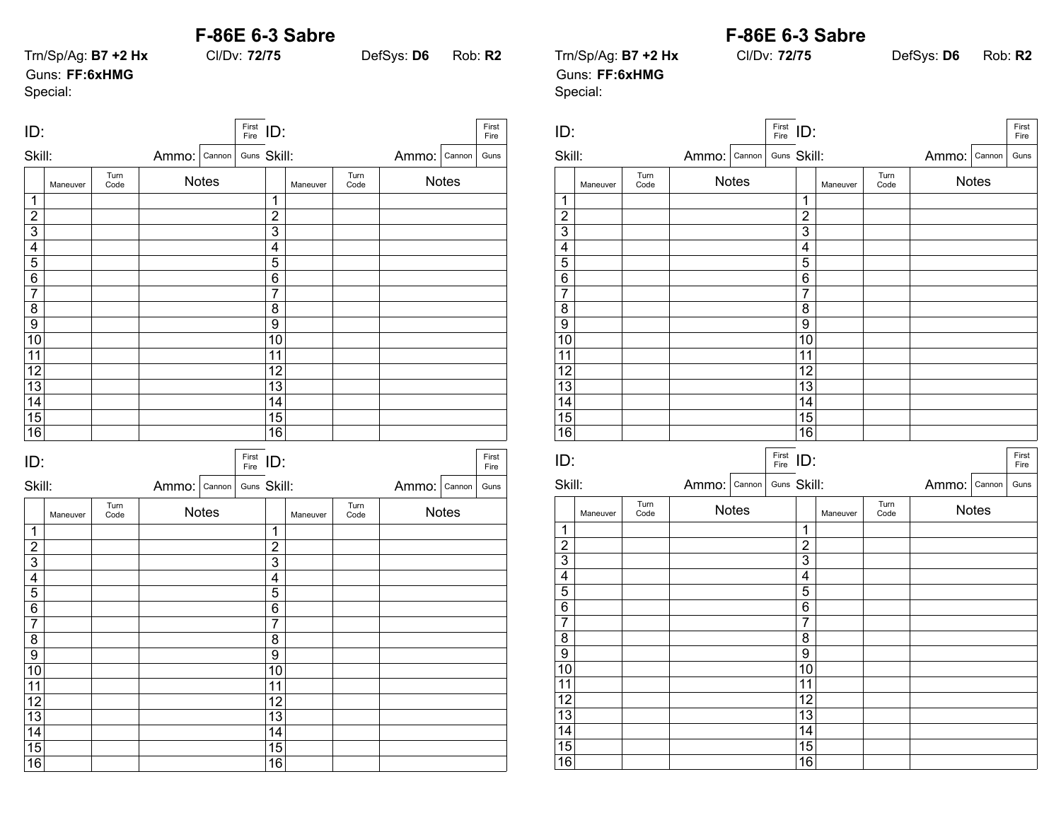## F-86E 6-3 Sabre

Trn/Sp/Ag: **B7 +2 Hx** Cl/Dv: **72/75** DefSys: **D6** Rob: **R2**

Guns: **FF:6xHMG**

Special:

ID: | First Fire

Skill: Ammo: | Cannon | Guns

| | Maneuver | Turn Code | Notes |
|---|---|---|---|
| 1 | | | |
| 2 | | | |
| 3 | | | |
| 4 | | | |
| 5 | | | |
| 6 | | | |
| 7 | | | |
| 8 | | | |
| 9 | | | |
| 10 | | | |
| 11 | | | |
| 12 | | | |
| 13 | | | |
| 14 | | | |
| 15 | | | |
| 16 | | | |

ID: | First Fire

Skill: Ammo: | Cannon | Guns

| | Maneuver | Turn Code | Notes |
|---|---|---|---|
| 1 | | | |
| 2 | | | |
| 3 | | | |
| 4 | | | |
| 5 | | | |
| 6 | | | |
| 7 | | | |
| 8 | | | |
| 9 | | | |
| 10 | | | |
| 11 | | | |
| 12 | | | |
| 13 | | | |
| 14 | | | |
| 15 | | | |
| 16 | | | |

ID: | First Fire

Skill: Ammo: | Cannon | Guns

| | Maneuver | Turn Code | Notes |
|---|---|---|---|
| 1 | | | |
| 2 | | | |
| 3 | | | |
| 4 | | | |
| 5 | | | |
| 6 | | | |
| 7 | | | |
| 8 | | | |
| 9 | | | |
| 10 | | | |
| 11 | | | |
| 12 | | | |
| 13 | | | |
| 14 | | | |
| 15 | | | |
| 16 | | | |

ID: | First Fire

Skill: Ammo: | Cannon | Guns

| | Maneuver | Turn Code | Notes |
|---|---|---|---|
| 1 | | | |
| 2 | | | |
| 3 | | | |
| 4 | | | |
| 5 | | | |
| 6 | | | |
| 7 | | | |
| 8 | | | |
| 9 | | | |
| 10 | | | |
| 11 | | | |
| 12 | | | |
| 13 | | | |
| 14 | | | |
| 15 | | | |
| 16 | | | |

## F-86E 6-3 Sabre

Trn/Sp/Ag: **B7 +2 Hx** Cl/Dv: **72/75** DefSys: **D6** Rob: **R2**

Guns: **FF:6xHMG**

Special:

ID: | First Fire

Skill: Ammo: | Cannon | Guns

| | Maneuver | Turn Code | Notes |
|---|---|---|---|
| 1 | | | |
| 2 | | | |
| 3 | | | |
| 4 | | | |
| 5 | | | |
| 6 | | | |
| 7 | | | |
| 8 | | | |
| 9 | | | |
| 10 | | | |
| 11 | | | |
| 12 | | | |
| 13 | | | |
| 14 | | | |
| 15 | | | |
| 16 | | | |

ID: | First Fire

Skill: Ammo: | Cannon | Guns

| | Maneuver | Turn Code | Notes |
|---|---|---|---|
| 1 | | | |
| 2 | | | |
| 3 | | | |
| 4 | | | |
| 5 | | | |
| 6 | | | |
| 7 | | | |
| 8 | | | |
| 9 | | | |
| 10 | | | |
| 11 | | | |
| 12 | | | |
| 13 | | | |
| 14 | | | |
| 15 | | | |
| 16 | | | |

ID: | First Fire

Skill: Ammo: | Cannon | Guns

| | Maneuver | Turn Code | Notes |
|---|---|---|---|
| 1 | | | |
| 2 | | | |
| 3 | | | |
| 4 | | | |
| 5 | | | |
| 6 | | | |
| 7 | | | |
| 8 | | | |
| 9 | | | |
| 10 | | | |
| 11 | | | |
| 12 | | | |
| 13 | | | |
| 14 | | | |
| 15 | | | |
| 16 | | | |

ID: | First Fire

Skill: Ammo: | Cannon | Guns

| | Maneuver | Turn Code | Notes |
|---|---|---|---|
| 1 | | | |
| 2 | | | |
| 3 | | | |
| 4 | | | |
| 5 | | | |
| 6 | | | |
| 7 | | | |
| 8 | | | |
| 9 | | | |
| 10 | | | |
| 11 | | | |
| 12 | | | |
| 13 | | | |
| 14 | | | |
| 15 | | | |
| 16 | | | |